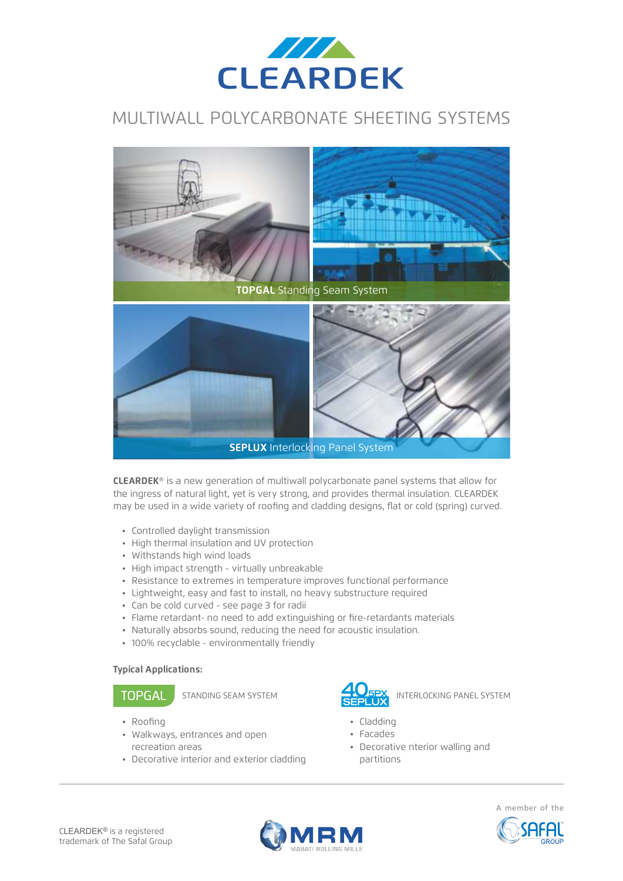# CLEARDEK

## MULTIWALL POLYCARBONATE SHEETING SYSTEMS

**TOPGAL** Standing Seam System

**SEPLUX** Interlocking Panel System

**CLEARDEK**® is a new generation of multiwall polycarbonate panel systems that allow for the ingress of natural light, yet is very strong, and provides thermal insulation. CLEARDEK may be used in a wide variety of roofing and cladding designs, flat or cold (spring) curved.

- Controlled daylight transmission
- High thermal insulation and UV protection
- Withstands high wind loads
- High impact strength - virtually unbreakable
- Resistance to extremes in temperature improves functional performance
- Lightweight, easy and fast to install, no heavy substructure required
- Can be cold curved - see page 3 for radii
- Flame retardant- no need to add extinguishing or fire-retardants materials
- Naturally absorbs sound, reducing the need for acoustic insulation.
- 100% recyclable - environmentally friendly

**Typical Applications:**

TOPGAL STANDING SEAM SYSTEM

- Roofing
- Walkways, entrances and open recreation areas
- Decorative interior and exterior cladding

40 5PX SEPLUX INTERLOCKING PANEL SYSTEM

- Cladding
- Facades
- Decorative nterior walling and partitions

CLEARDEK® is a registered trademark of The Safal Group

MRM MABATI ROLLING MILLS

A member of the SAFAL GROUP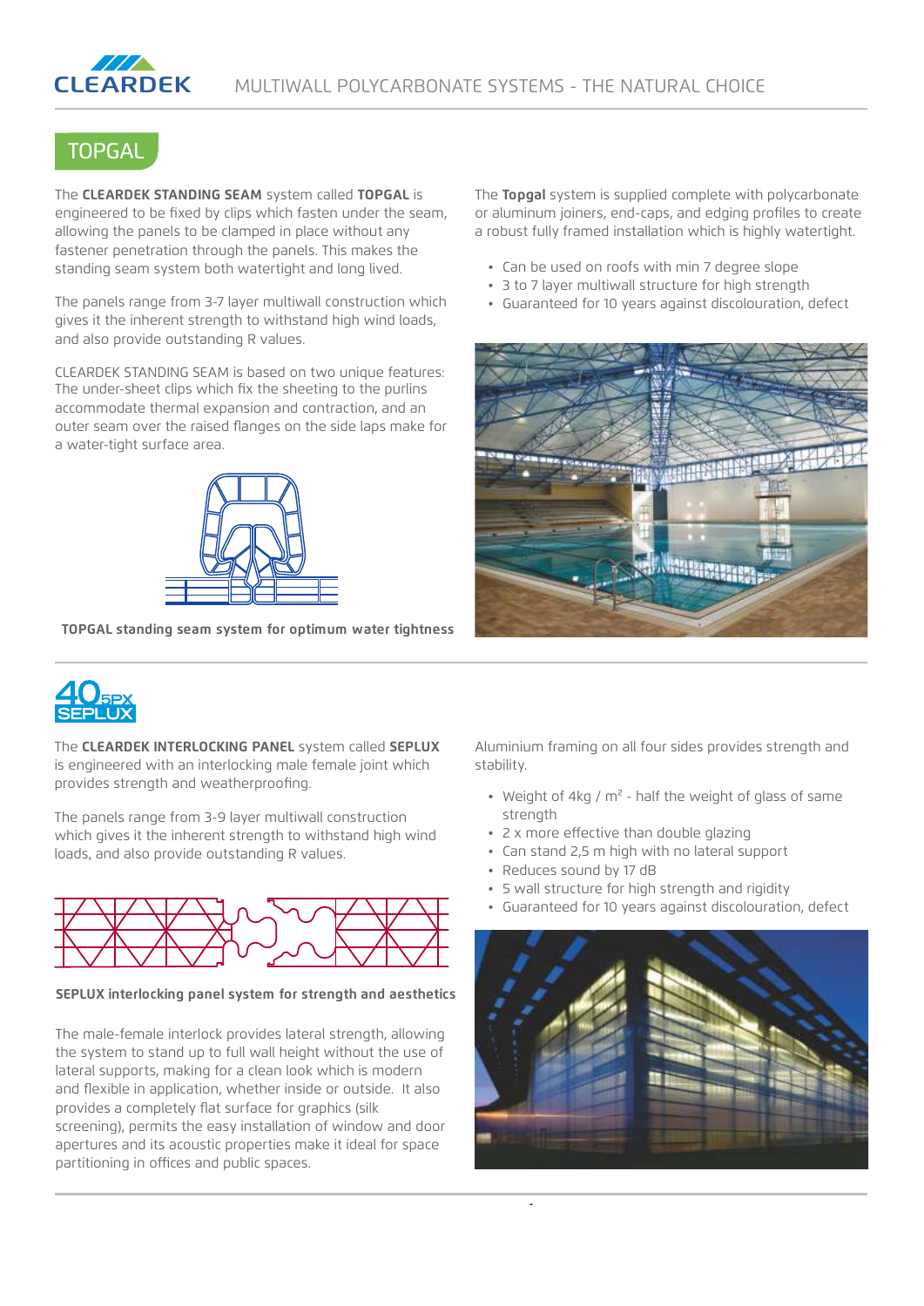## TOPGAL

The **CLEARDEK STANDING SEAM** system called **TOPGAL** is engineered to be fixed by clips which fasten under the seam, allowing the panels to be clamped in place without any fastener penetration through the panels. This makes the standing seam system both watertight and long lived.

The panels range from 3-7 layer multiwall construction which gives it the inherent strength to withstand high wind loads, and also provide outstanding R values.

CLEARDEK STANDING SEAM is based on two unique features: The under-sheet clips which fix the sheeting to the purlins accommodate thermal expansion and contraction, and an outer seam over the raised flanges on the side laps make for a water-tight surface area.

**TOPGAL standing seam system for optimum water tightness**

The **Topgal** system is supplied complete with polycarbonate or aluminum joiners, end-caps, and edging profiles to create a robust fully framed installation which is highly watertight.

- Can be used on roofs with min 7 degree slope
- 3 to 7 layer multiwall structure for high strength
- Guaranteed for 10 years against discolouration, defect

## 40 5PX SEPLUX

The **CLEARDEK INTERLOCKING PANEL** system called **SEPLUX** is engineered with an interlocking male female joint which provides strength and weatherproofing.

The panels range from 3-9 layer multiwall construction which gives it the inherent strength to withstand high wind loads, and also provide outstanding R values.

**SEPLUX interlocking panel system for strength and aesthetics**

The male-female interlock provides lateral strength, allowing the system to stand up to full wall height without the use of lateral supports, making for a clean look which is modern and flexible in application, whether inside or outside. It also provides a completely flat surface for graphics (silk screening), permits the easy installation of window and door apertures and its acoustic properties make it ideal for space partitioning in offices and public spaces.

Aluminium framing on all four sides provides strength and stability.

- Weight of 4kg / $m^2$ - half the weight of glass of same strength
- 2 x more effective than double glazing
- Can stand 2,5 m high with no lateral support
- Reduces sound by 17 dB
- 5 wall structure for high strength and rigidity
- Guaranteed for 10 years against discolouration, defect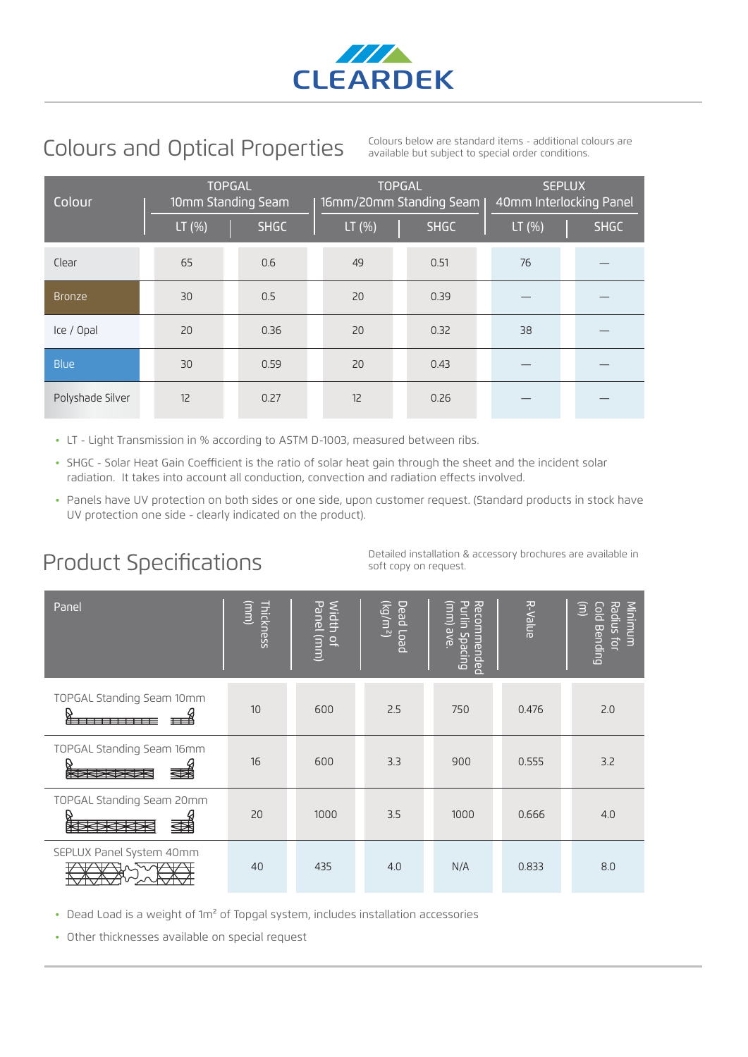# CLEARDEK

## Colours and Optical Properties

Colours below are standard items - additional colours are available but subject to special order conditions.

| Colour | TOPGAL 10mm Standing Seam | | TOPGAL 16mm/20mm Standing Seam | | SEPLUX 40mm Interlocking Panel | |
|---|---|---|---|---|---|---|
| | LT (%) | SHGC | LT (%) | SHGC | LT (%) | SHGC |
| Clear | 65 | 0.6 | 49 | 0.51 | 76 | — |
| Bronze | 30 | 0.5 | 20 | 0.39 | — | — |
| Ice / Opal | 20 | 0.36 | 20 | 0.32 | 38 | — |
| Blue | 30 | 0.59 | 20 | 0.43 | — | — |
| Polyshade Silver | 12 | 0.27 | 12 | 0.26 | — | — |

- LT - Light Transmission in % according to ASTM D-1003, measured between ribs.
- SHGC - Solar Heat Gain Coefficient is the ratio of solar heat gain through the sheet and the incident solar radiation. It takes into account all conduction, convection and radiation effects involved.
- Panels have UV protection on both sides or one side, upon customer request. (Standard products in stock have UV protection one side - clearly indicated on the product).

## Product Specifications

Detailed installation & accessory brochures are available in soft copy on request.

| Panel | Thickness (mm) | Width of Panel (mm) | Dead Load (kg/m²) | Recommended Purlin Spacing (mm) ave. | R-Value | Minimum Radius for Cold Bending (m) |
|---|---|---|---|---|---|---|
| TOPGAL Standing Seam 10mm | 10 | 600 | 2.5 | 750 | 0.476 | 2.0 |
| TOPGAL Standing Seam 16mm | 16 | 600 | 3.3 | 900 | 0.555 | 3.2 |
| TOPGAL Standing Seam 20mm | 20 | 1000 | 3.5 | 1000 | 0.666 | 4.0 |
| SEPLUX Panel System 40mm | 40 | 435 | 4.0 | N/A | 0.833 | 8.0 |

- Dead Load is a weight of 1m² of Topgal system, includes installation accessories
- Other thicknesses available on special request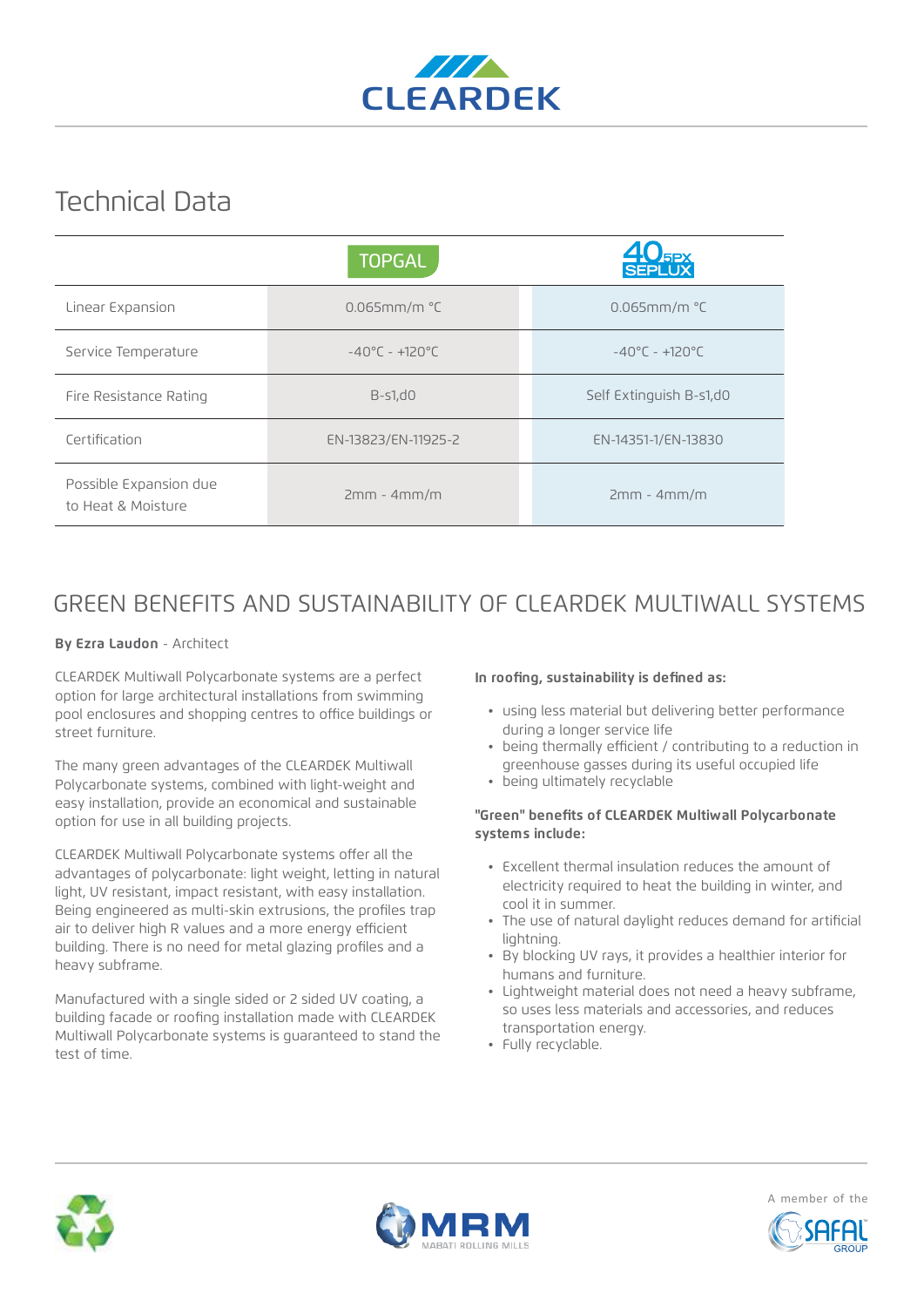# Technical Data

| | TOPGAL | 40 5PX SEPLUX |
|---|---|---|
| Linear Expansion | 0.065mm/m °C | 0.065mm/m °C |
| Service Temperature | -40°C - +120°C | -40°C - +120°C |
| Fire Resistance Rating | B-s1,d0 | Self Extinguish B-s1,d0 |
| Certification | EN-13823/EN-11925-2 | EN-14351-1/EN-13830 |
| Possible Expansion due to Heat & Moisture | 2mm - 4mm/m | 2mm - 4mm/m |

## GREEN BENEFITS AND SUSTAINABILITY OF CLEARDEK MULTIWALL SYSTEMS

**By Ezra Laudon** - Architect

CLEARDEK Multiwall Polycarbonate systems are a perfect option for large architectural installations from swimming pool enclosures and shopping centres to office buildings or street furniture.

The many green advantages of the CLEARDEK Multiwall Polycarbonate systems, combined with light-weight and easy installation, provide an economical and sustainable option for use in all building projects.

CLEARDEK Multiwall Polycarbonate systems offer all the advantages of polycarbonate: light weight, letting in natural light, UV resistant, impact resistant, with easy installation. Being engineered as multi-skin extrusions, the profiles trap air to deliver high R values and a more energy efficient building. There is no need for metal glazing profiles and a heavy subframe.

Manufactured with a single sided or 2 sided UV coating, a building facade or roofing installation made with CLEARDEK Multiwall Polycarbonate systems is guaranteed to stand the test of time.

**In roofing, sustainability is defined as:**

- using less material but delivering better performance during a longer service life
- being thermally efficient / contributing to a reduction in greenhouse gasses during its useful occupied life
- being ultimately recyclable

**"Green" benefits of CLEARDEK Multiwall Polycarbonate systems include:**

- Excellent thermal insulation reduces the amount of electricity required to heat the building in winter, and cool it in summer.
- The use of natural daylight reduces demand for artificial lightning.
- By blocking UV rays, it provides a healthier interior for humans and furniture.
- Lightweight material does not need a heavy subframe, so uses less materials and accessories, and reduces transportation energy.
- Fully recyclable.

A member of the SAFAL GROUP